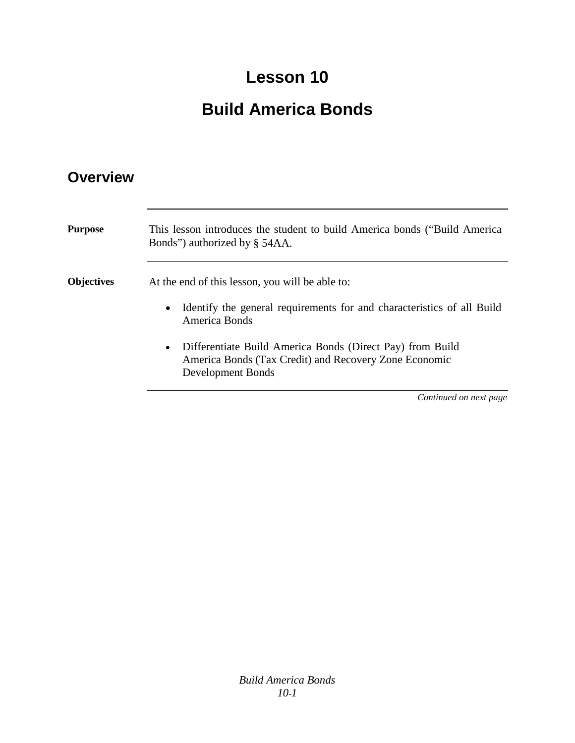# Lesson 10

# Build America Bonds

## Overview

**Purpose**

This lesson introduces the student to build America bonds ("Build America Bonds") authorized by § 54AA.

**Objectives**

At the end of this lesson, you will be able to:

- Identify the general requirements for and characteristics of all Build America Bonds
- Differentiate Build America Bonds (Direct Pay) from Build America Bonds (Tax Credit) and Recovery Zone Economic Development Bonds

*Continued on next page*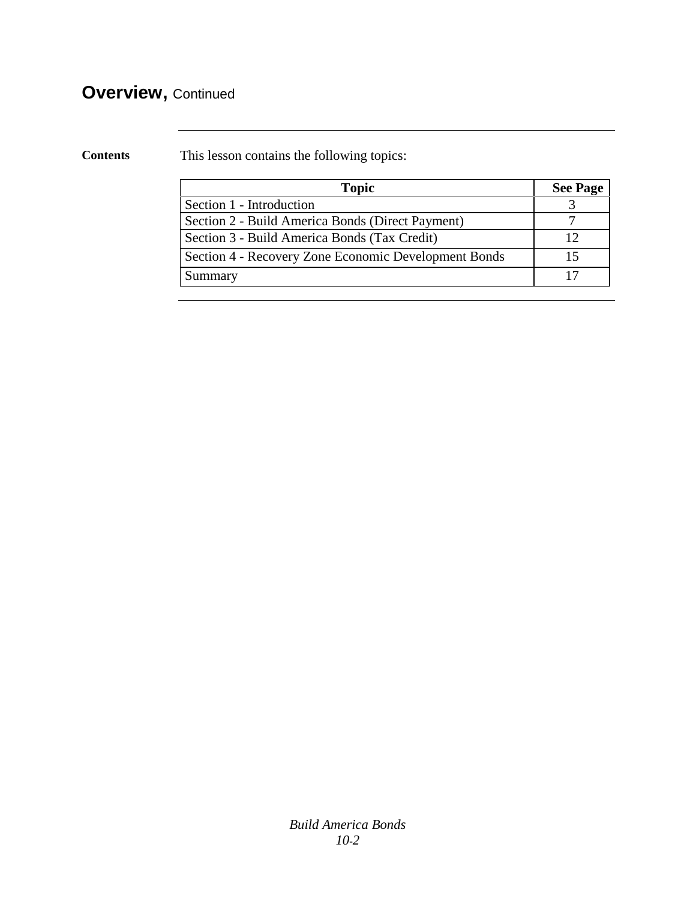## **Overview,** Continued

**Contents** This lesson contains the following topics:

| Topic | See Page |
|---|---|
| Section 1 - Introduction | 3 |
| Section 2 - Build America Bonds (Direct Payment) | 7 |
| Section 3 - Build America Bonds (Tax Credit) | 12 |
| Section 4 - Recovery Zone Economic Development Bonds | 15 |
| Summary | 17 |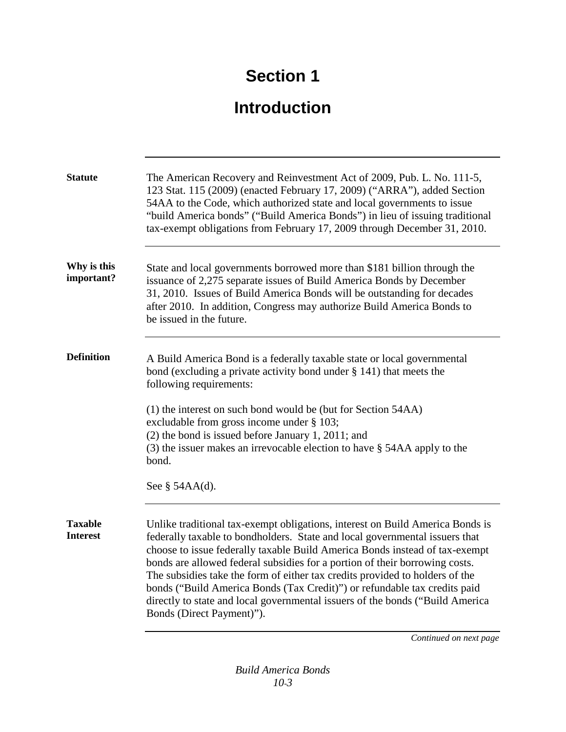# Section 1

# Introduction

**Statute**

The American Recovery and Reinvestment Act of 2009, Pub. L. No. 111-5, 123 Stat. 115 (2009) (enacted February 17, 2009) ("ARRA"), added Section 54AA to the Code, which authorized state and local governments to issue "build America bonds" ("Build America Bonds") in lieu of issuing traditional tax-exempt obligations from February 17, 2009 through December 31, 2010.

**Why is this important?**

State and local governments borrowed more than $181 billion through the issuance of 2,275 separate issues of Build America Bonds by December 31, 2010. Issues of Build America Bonds will be outstanding for decades after 2010. In addition, Congress may authorize Build America Bonds to be issued in the future.

**Definition**

A Build America Bond is a federally taxable state or local governmental bond (excluding a private activity bond under § 141) that meets the following requirements:

(1) the interest on such bond would be (but for Section 54AA) excludable from gross income under § 103;
(2) the bond is issued before January 1, 2011; and
(3) the issuer makes an irrevocable election to have § 54AA apply to the bond.

See § 54AA(d).

**Taxable Interest**

Unlike traditional tax-exempt obligations, interest on Build America Bonds is federally taxable to bondholders. State and local governmental issuers that choose to issue federally taxable Build America Bonds instead of tax-exempt bonds are allowed federal subsidies for a portion of their borrowing costs. The subsidies take the form of either tax credits provided to holders of the bonds ("Build America Bonds (Tax Credit)") or refundable tax credits paid directly to state and local governmental issuers of the bonds ("Build America Bonds (Direct Payment)").

*Continued on next page*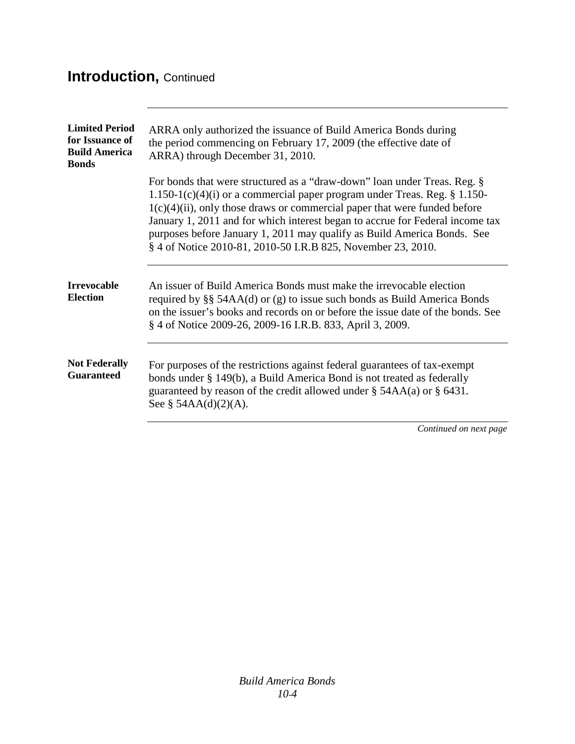## Introduction, Continued

**Limited Period for Issuance of Build America Bonds**

ARRA only authorized the issuance of Build America Bonds during the period commencing on February 17, 2009 (the effective date of ARRA) through December 31, 2010.

For bonds that were structured as a "draw-down" loan under Treas. Reg. § 1.150-1(c)(4)(i) or a commercial paper program under Treas. Reg. § 1.150-1(c)(4)(ii), only those draws or commercial paper that were funded before January 1, 2011 and for which interest began to accrue for Federal income tax purposes before January 1, 2011 may qualify as Build America Bonds. See § 4 of Notice 2010-81, 2010-50 I.R.B 825, November 23, 2010.

**Irrevocable Election**

An issuer of Build America Bonds must make the irrevocable election required by §§ 54AA(d) or (g) to issue such bonds as Build America Bonds on the issuer's books and records on or before the issue date of the bonds. See § 4 of Notice 2009-26, 2009-16 I.R.B. 833, April 3, 2009.

**Not Federally Guaranteed**

For purposes of the restrictions against federal guarantees of tax-exempt bonds under § 149(b), a Build America Bond is not treated as federally guaranteed by reason of the credit allowed under § 54AA(a) or § 6431. See § 54AA(d)(2)(A).

*Continued on next page*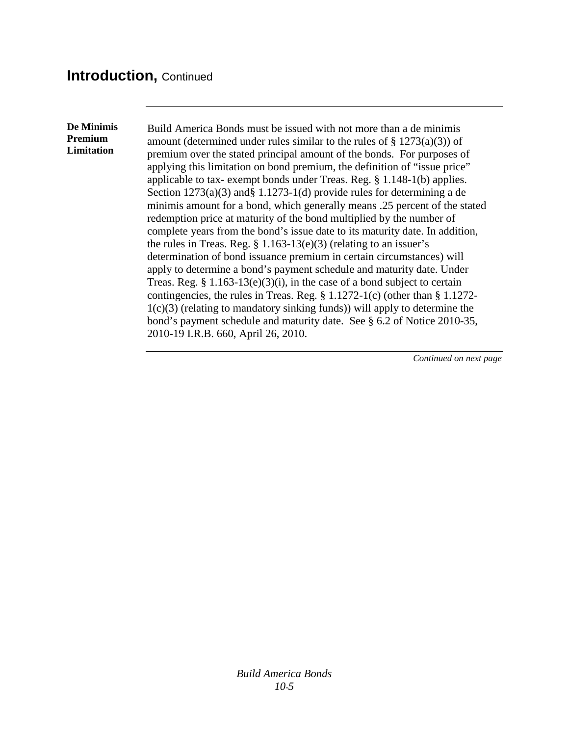## Introduction, Continued

**De Minimis Premium Limitation**

Build America Bonds must be issued with not more than a de minimis amount (determined under rules similar to the rules of § 1273(a)(3)) of premium over the stated principal amount of the bonds. For purposes of applying this limitation on bond premium, the definition of "issue price" applicable to tax- exempt bonds under Treas. Reg. § 1.148-1(b) applies. Section 1273(a)(3) and§ 1.1273-1(d) provide rules for determining a de minimis amount for a bond, which generally means .25 percent of the stated redemption price at maturity of the bond multiplied by the number of complete years from the bond's issue date to its maturity date. In addition, the rules in Treas. Reg. § 1.163-13(e)(3) (relating to an issuer's determination of bond issuance premium in certain circumstances) will apply to determine a bond's payment schedule and maturity date. Under Treas. Reg. § 1.163-13(e)(3)(i), in the case of a bond subject to certain contingencies, the rules in Treas. Reg. § 1.1272-1(c) (other than § 1.1272-1(c)(3) (relating to mandatory sinking funds)) will apply to determine the bond's payment schedule and maturity date. See § 6.2 of Notice 2010-35, 2010-19 I.R.B. 660, April 26, 2010.

*Continued on next page*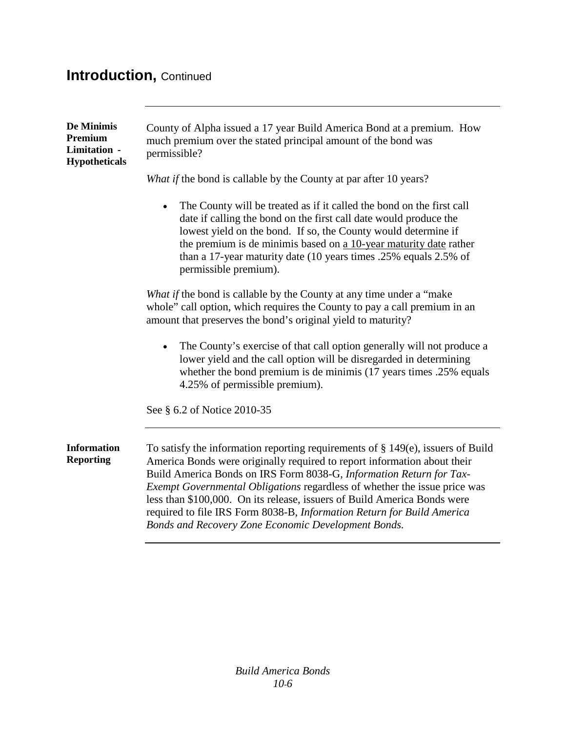## Introduction, Continued

**De Minimis Premium Limitation - Hypotheticals**

County of Alpha issued a 17 year Build America Bond at a premium. How much premium over the stated principal amount of the bond was permissible?

*What if* the bond is callable by the County at par after 10 years?

- The County will be treated as if it called the bond on the first call date if calling the bond on the first call date would produce the lowest yield on the bond. If so, the County would determine if the premium is de minimis based on <u>a 10-year maturity date</u> rather than a 17-year maturity date (10 years times .25% equals 2.5% of permissible premium).

*What if* the bond is callable by the County at any time under a "make whole" call option, which requires the County to pay a call premium in an amount that preserves the bond's original yield to maturity?

- The County's exercise of that call option generally will not produce a lower yield and the call option will be disregarded in determining whether the bond premium is de minimis (17 years times .25% equals 4.25% of permissible premium).

See § 6.2 of Notice 2010-35

**Information Reporting**

To satisfy the information reporting requirements of § 149(e), issuers of Build America Bonds were originally required to report information about their Build America Bonds on IRS Form 8038-G, *Information Return for Tax-Exempt Governmental Obligations* regardless of whether the issue price was less than $100,000. On its release, issuers of Build America Bonds were required to file IRS Form 8038-B, *Information Return for Build America Bonds and Recovery Zone Economic Development Bonds.*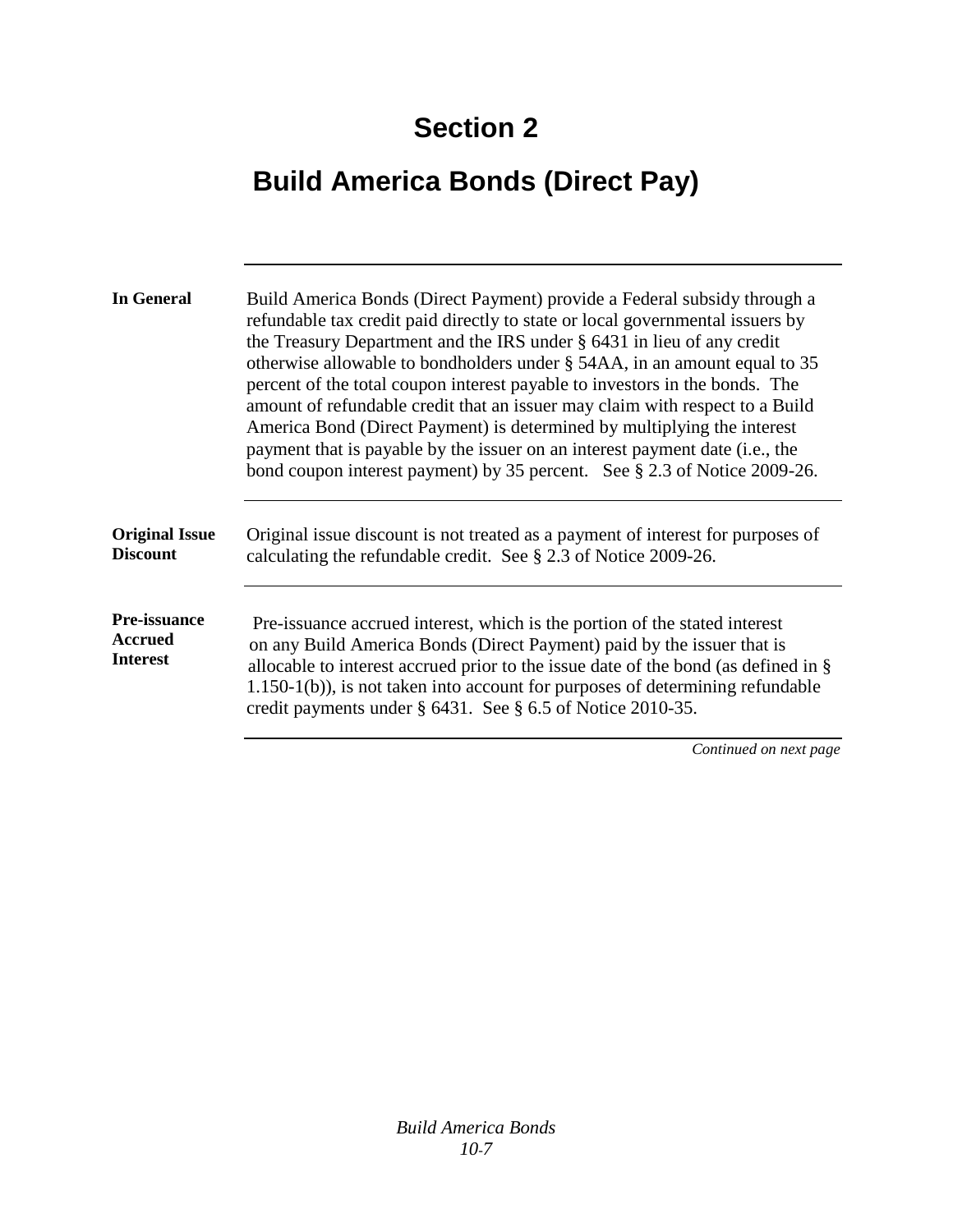# Section 2

# Build America Bonds (Direct Pay)

**In General**

Build America Bonds (Direct Payment) provide a Federal subsidy through a refundable tax credit paid directly to state or local governmental issuers by the Treasury Department and the IRS under § 6431 in lieu of any credit otherwise allowable to bondholders under § 54AA, in an amount equal to 35 percent of the total coupon interest payable to investors in the bonds. The amount of refundable credit that an issuer may claim with respect to a Build America Bond (Direct Payment) is determined by multiplying the interest payment that is payable by the issuer on an interest payment date (i.e., the bond coupon interest payment) by 35 percent. See § 2.3 of Notice 2009-26.

**Original Issue Discount**

Original issue discount is not treated as a payment of interest for purposes of calculating the refundable credit. See § 2.3 of Notice 2009-26.

**Pre-issuance Accrued Interest**

Pre-issuance accrued interest, which is the portion of the stated interest on any Build America Bonds (Direct Payment) paid by the issuer that is allocable to interest accrued prior to the issue date of the bond (as defined in § 1.150-1(b)), is not taken into account for purposes of determining refundable credit payments under § 6431. See § 6.5 of Notice 2010-35.

*Continued on next page*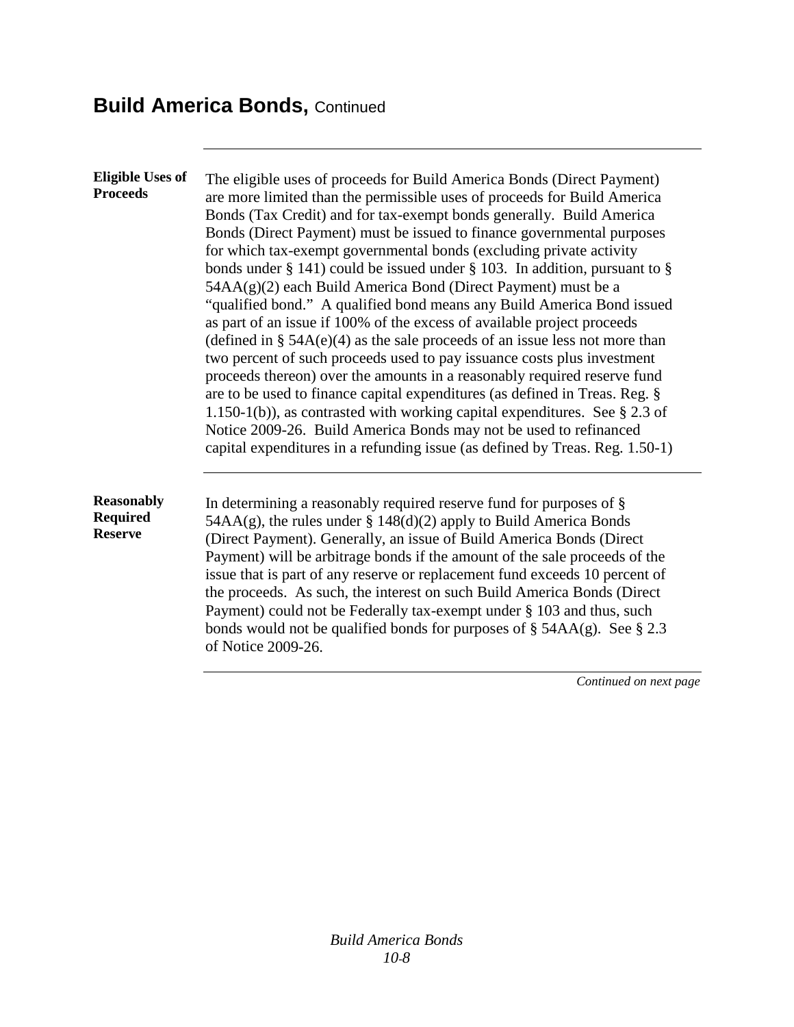## Build America Bonds, Continued

**Eligible Uses of Proceeds**

The eligible uses of proceeds for Build America Bonds (Direct Payment) are more limited than the permissible uses of proceeds for Build America Bonds (Tax Credit) and for tax-exempt bonds generally. Build America Bonds (Direct Payment) must be issued to finance governmental purposes for which tax-exempt governmental bonds (excluding private activity bonds under § 141) could be issued under § 103. In addition, pursuant to § 54AA(g)(2) each Build America Bond (Direct Payment) must be a "qualified bond." A qualified bond means any Build America Bond issued as part of an issue if 100% of the excess of available project proceeds (defined in § 54A(e)(4) as the sale proceeds of an issue less not more than two percent of such proceeds used to pay issuance costs plus investment proceeds thereon) over the amounts in a reasonably required reserve fund are to be used to finance capital expenditures (as defined in Treas. Reg. § 1.150-1(b)), as contrasted with working capital expenditures. See § 2.3 of Notice 2009-26. Build America Bonds may not be used to refinanced capital expenditures in a refunding issue (as defined by Treas. Reg. 1.50-1)

**Reasonably Required Reserve**

In determining a reasonably required reserve fund for purposes of § 54AA(g), the rules under § 148(d)(2) apply to Build America Bonds (Direct Payment). Generally, an issue of Build America Bonds (Direct Payment) will be arbitrage bonds if the amount of the sale proceeds of the issue that is part of any reserve or replacement fund exceeds 10 percent of the proceeds. As such, the interest on such Build America Bonds (Direct Payment) could not be Federally tax-exempt under § 103 and thus, such bonds would not be qualified bonds for purposes of § 54AA(g). See § 2.3 of Notice 2009-26.

*Continued on next page*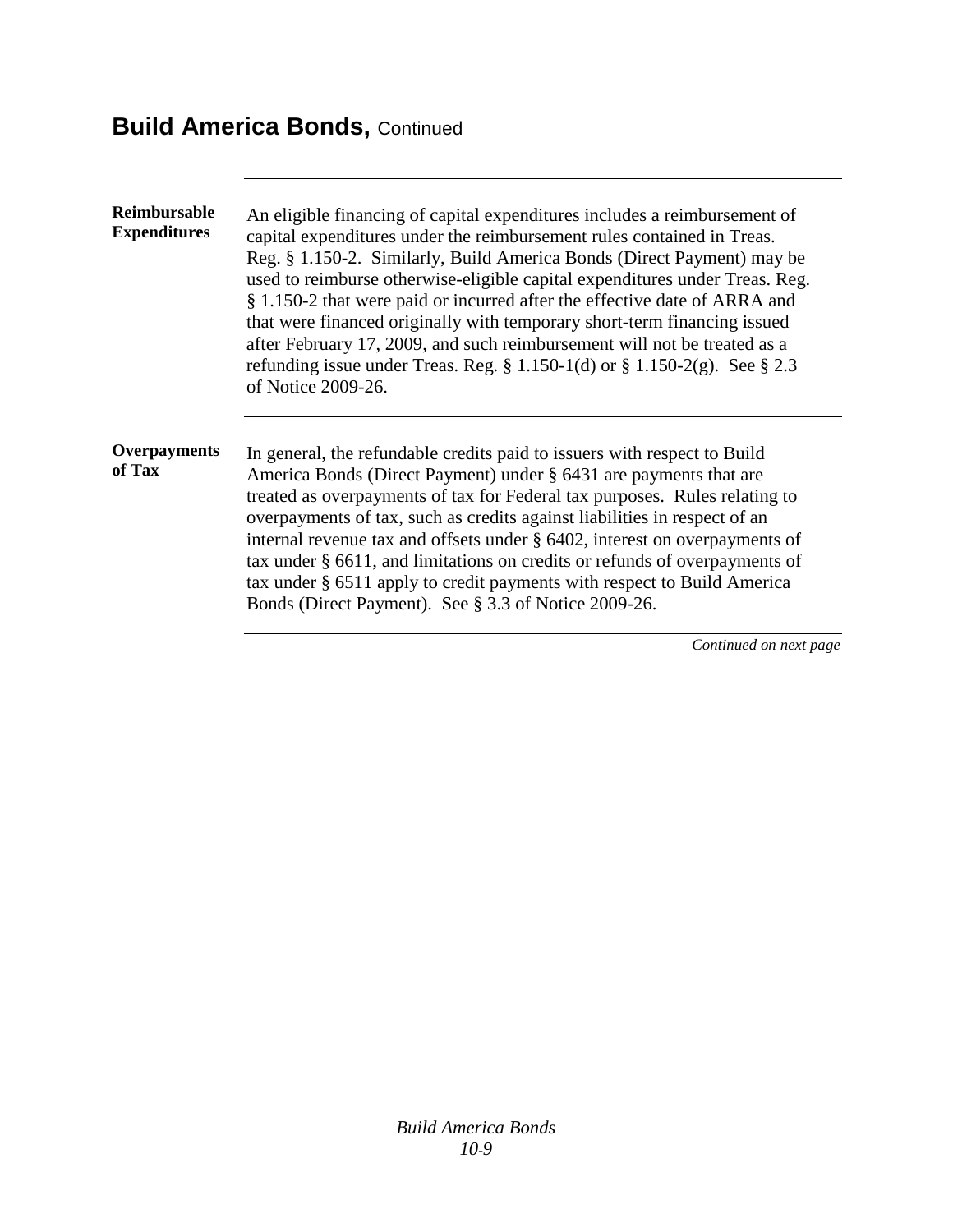## Build America Bonds, Continued

**Reimbursable Expenditures**

An eligible financing of capital expenditures includes a reimbursement of capital expenditures under the reimbursement rules contained in Treas. Reg. § 1.150-2. Similarly, Build America Bonds (Direct Payment) may be used to reimburse otherwise-eligible capital expenditures under Treas. Reg. § 1.150-2 that were paid or incurred after the effective date of ARRA and that were financed originally with temporary short-term financing issued after February 17, 2009, and such reimbursement will not be treated as a refunding issue under Treas. Reg. § 1.150-1(d) or § 1.150-2(g). See § 2.3 of Notice 2009-26.

**Overpayments of Tax**

In general, the refundable credits paid to issuers with respect to Build America Bonds (Direct Payment) under § 6431 are payments that are treated as overpayments of tax for Federal tax purposes. Rules relating to overpayments of tax, such as credits against liabilities in respect of an internal revenue tax and offsets under § 6402, interest on overpayments of tax under § 6611, and limitations on credits or refunds of overpayments of tax under § 6511 apply to credit payments with respect to Build America Bonds (Direct Payment). See § 3.3 of Notice 2009-26.

*Continued on next page*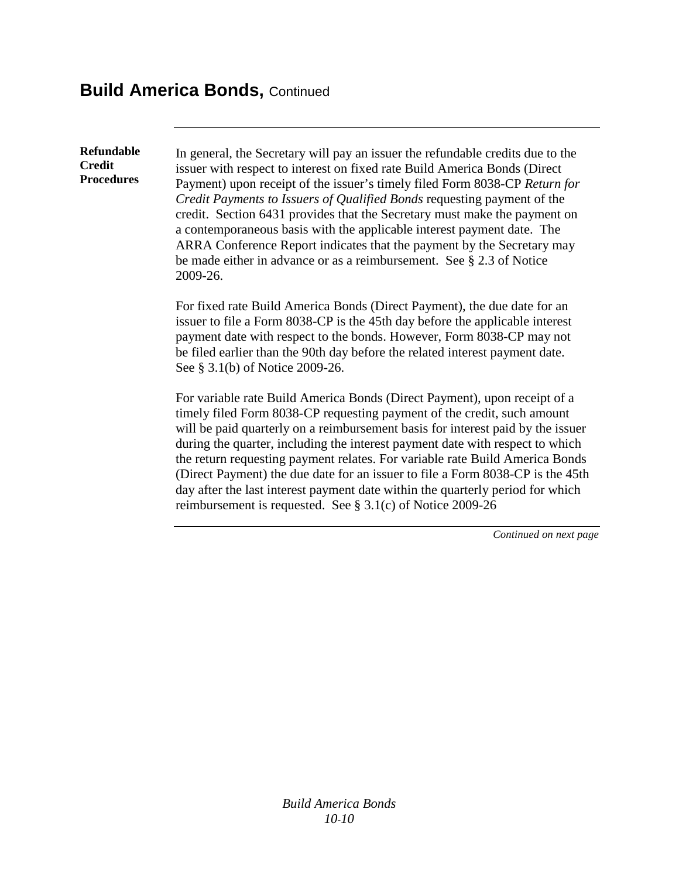## Build America Bonds, Continued

**Refundable Credit Procedures**

In general, the Secretary will pay an issuer the refundable credits due to the issuer with respect to interest on fixed rate Build America Bonds (Direct Payment) upon receipt of the issuer's timely filed Form 8038-CP *Return for Credit Payments to Issuers of Qualified Bonds* requesting payment of the credit. Section 6431 provides that the Secretary must make the payment on a contemporaneous basis with the applicable interest payment date. The ARRA Conference Report indicates that the payment by the Secretary may be made either in advance or as a reimbursement. See § 2.3 of Notice 2009-26.

For fixed rate Build America Bonds (Direct Payment), the due date for an issuer to file a Form 8038-CP is the 45th day before the applicable interest payment date with respect to the bonds. However, Form 8038-CP may not be filed earlier than the 90th day before the related interest payment date. See § 3.1(b) of Notice 2009-26.

For variable rate Build America Bonds (Direct Payment), upon receipt of a timely filed Form 8038-CP requesting payment of the credit, such amount will be paid quarterly on a reimbursement basis for interest paid by the issuer during the quarter, including the interest payment date with respect to which the return requesting payment relates. For variable rate Build America Bonds (Direct Payment) the due date for an issuer to file a Form 8038-CP is the 45th day after the last interest payment date within the quarterly period for which reimbursement is requested. See § 3.1(c) of Notice 2009-26

*Continued on next page*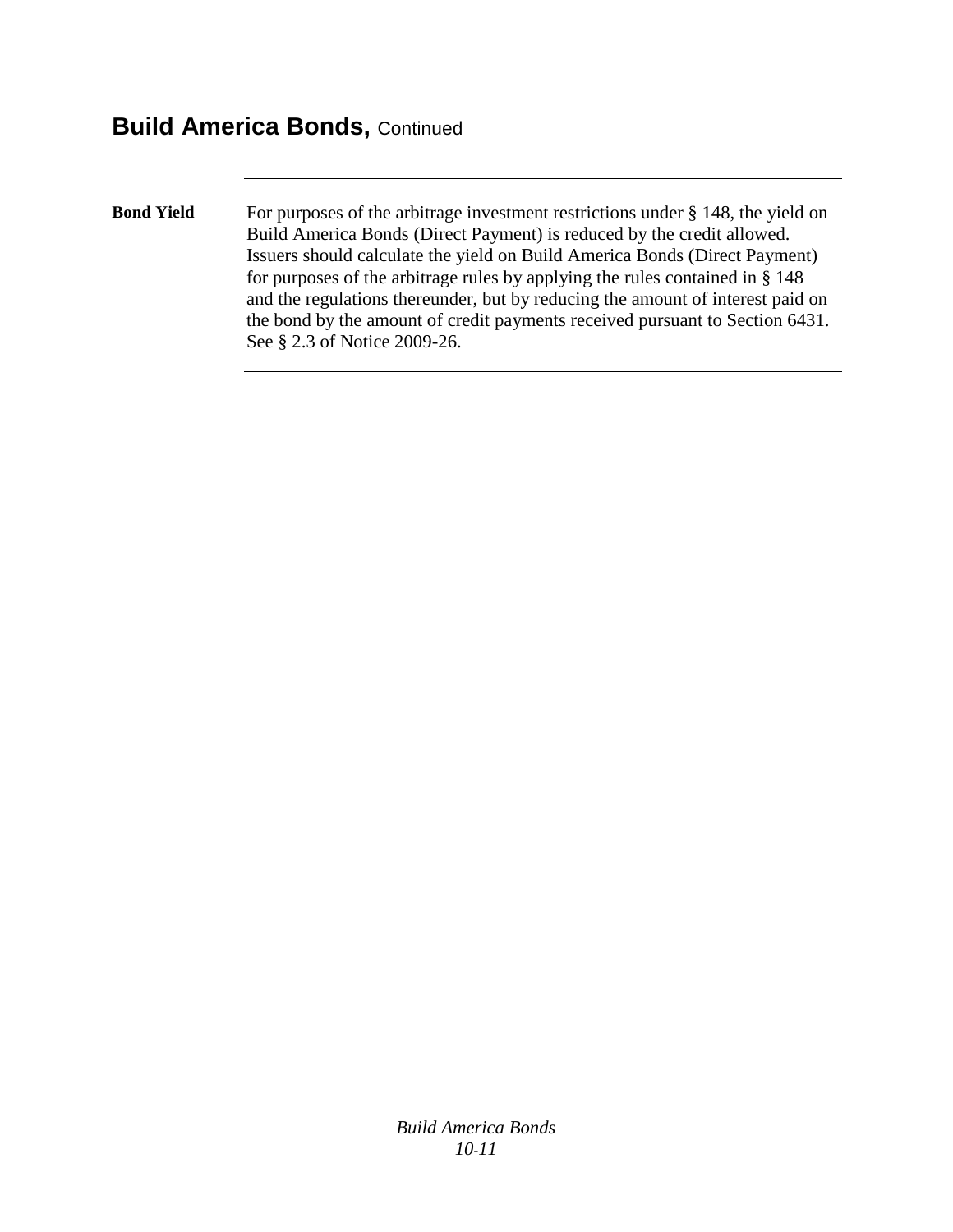## Build America Bonds, Continued

**Bond Yield**

For purposes of the arbitrage investment restrictions under § 148, the yield on Build America Bonds (Direct Payment) is reduced by the credit allowed. Issuers should calculate the yield on Build America Bonds (Direct Payment) for purposes of the arbitrage rules by applying the rules contained in § 148 and the regulations thereunder, but by reducing the amount of interest paid on the bond by the amount of credit payments received pursuant to Section 6431. See § 2.3 of Notice 2009-26.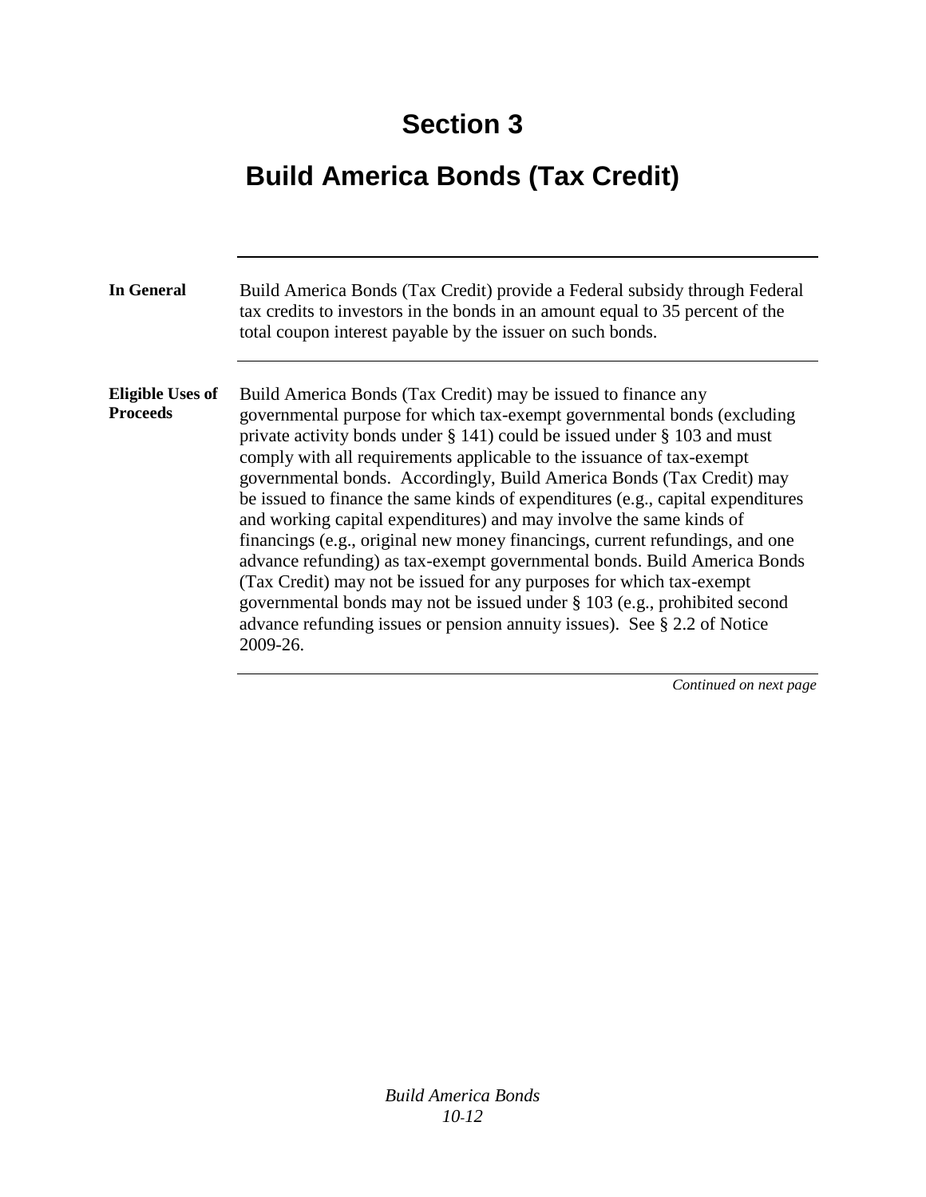# Section 3

# Build America Bonds (Tax Credit)

**In General**

Build America Bonds (Tax Credit) provide a Federal subsidy through Federal tax credits to investors in the bonds in an amount equal to 35 percent of the total coupon interest payable by the issuer on such bonds.

**Eligible Uses of Proceeds**

Build America Bonds (Tax Credit) may be issued to finance any governmental purpose for which tax-exempt governmental bonds (excluding private activity bonds under § 141) could be issued under § 103 and must comply with all requirements applicable to the issuance of tax-exempt governmental bonds. Accordingly, Build America Bonds (Tax Credit) may be issued to finance the same kinds of expenditures (e.g., capital expenditures and working capital expenditures) and may involve the same kinds of financings (e.g., original new money financings, current refundings, and one advance refunding) as tax-exempt governmental bonds. Build America Bonds (Tax Credit) may not be issued for any purposes for which tax-exempt governmental bonds may not be issued under § 103 (e.g., prohibited second advance refunding issues or pension annuity issues). See § 2.2 of Notice 2009-26.

*Continued on next page*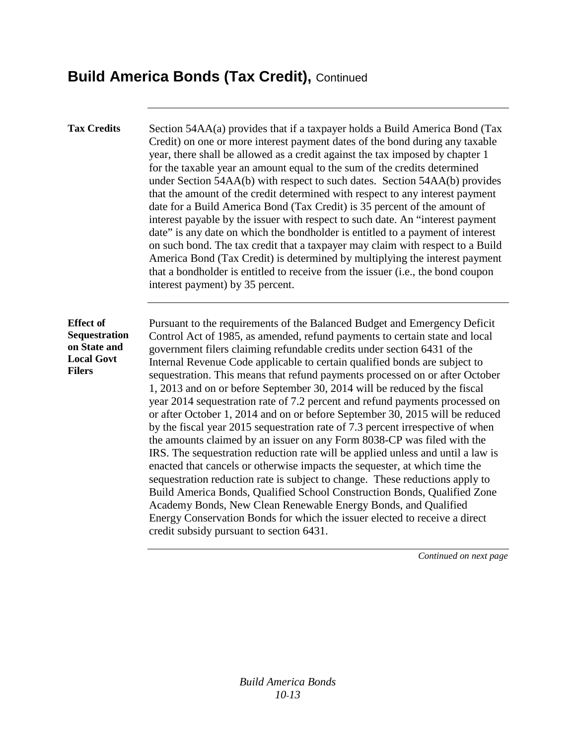# Build America Bonds (Tax Credit), Continued

**Tax Credits**

Section 54AA(a) provides that if a taxpayer holds a Build America Bond (Tax Credit) on one or more interest payment dates of the bond during any taxable year, there shall be allowed as a credit against the tax imposed by chapter 1 for the taxable year an amount equal to the sum of the credits determined under Section 54AA(b) with respect to such dates. Section 54AA(b) provides that the amount of the credit determined with respect to any interest payment date for a Build America Bond (Tax Credit) is 35 percent of the amount of interest payable by the issuer with respect to such date. An "interest payment date" is any date on which the bondholder is entitled to a payment of interest on such bond. The tax credit that a taxpayer may claim with respect to a Build America Bond (Tax Credit) is determined by multiplying the interest payment that a bondholder is entitled to receive from the issuer (i.e., the bond coupon interest payment) by 35 percent.

**Effect of Sequestration on State and Local Govt Filers**

Pursuant to the requirements of the Balanced Budget and Emergency Deficit Control Act of 1985, as amended, refund payments to certain state and local government filers claiming refundable credits under section 6431 of the Internal Revenue Code applicable to certain qualified bonds are subject to sequestration. This means that refund payments processed on or after October 1, 2013 and on or before September 30, 2014 will be reduced by the fiscal year 2014 sequestration rate of 7.2 percent and refund payments processed on or after October 1, 2014 and on or before September 30, 2015 will be reduced by the fiscal year 2015 sequestration rate of 7.3 percent irrespective of when the amounts claimed by an issuer on any Form 8038-CP was filed with the IRS. The sequestration reduction rate will be applied unless and until a law is enacted that cancels or otherwise impacts the sequester, at which time the sequestration reduction rate is subject to change. These reductions apply to Build America Bonds, Qualified School Construction Bonds, Qualified Zone Academy Bonds, New Clean Renewable Energy Bonds, and Qualified Energy Conservation Bonds for which the issuer elected to receive a direct credit subsidy pursuant to section 6431.

*Continued on next page*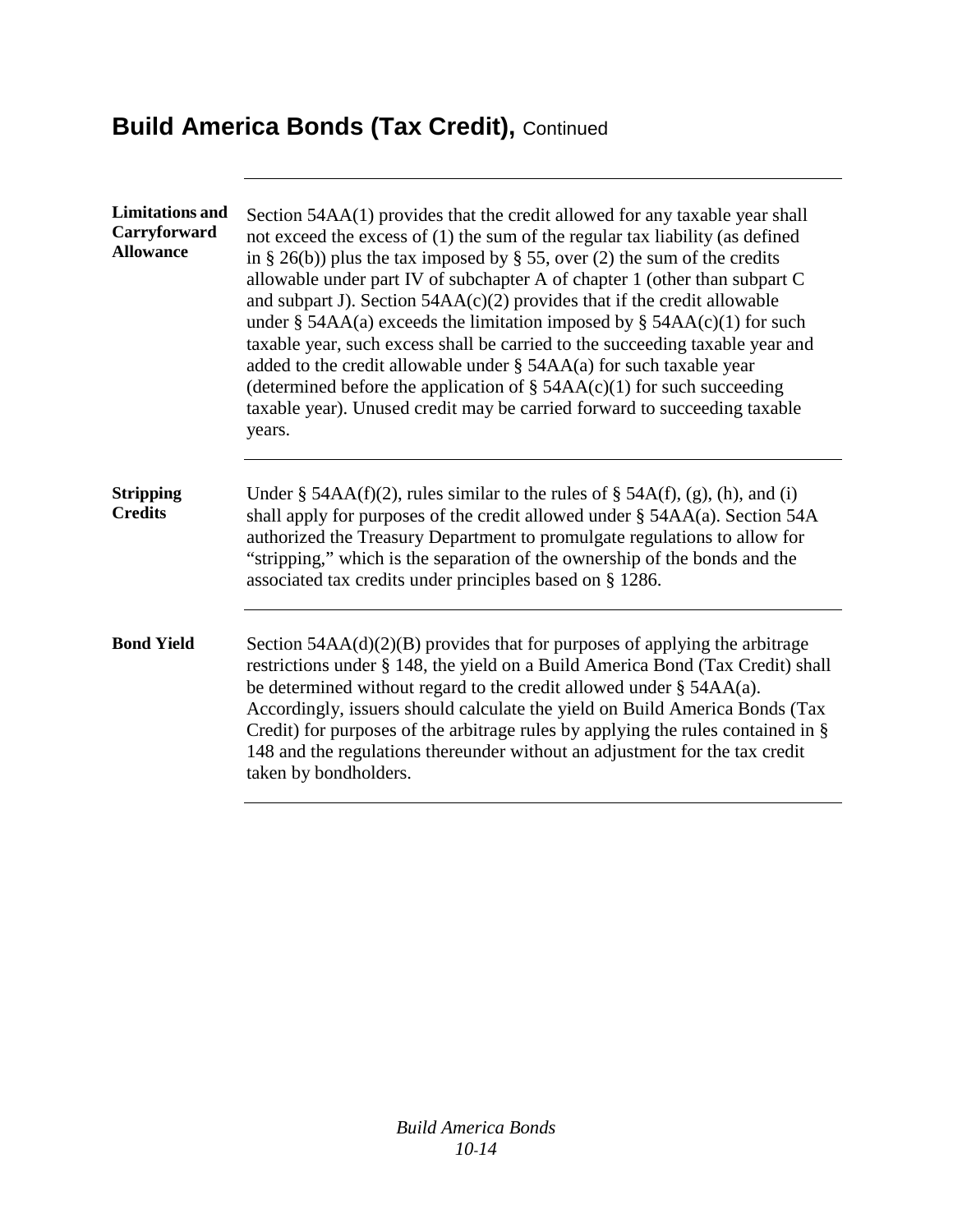# Build America Bonds (Tax Credit), Continued

**Limitations and Carryforward Allowance**

Section 54AA(1) provides that the credit allowed for any taxable year shall not exceed the excess of (1) the sum of the regular tax liability (as defined in § 26(b)) plus the tax imposed by § 55, over (2) the sum of the credits allowable under part IV of subchapter A of chapter 1 (other than subpart C and subpart J). Section 54AA(c)(2) provides that if the credit allowable under § 54AA(a) exceeds the limitation imposed by § 54AA(c)(1) for such taxable year, such excess shall be carried to the succeeding taxable year and added to the credit allowable under § 54AA(a) for such taxable year (determined before the application of § 54AA(c)(1) for such succeeding taxable year). Unused credit may be carried forward to succeeding taxable years.

**Stripping Credits**

Under § 54AA(f)(2), rules similar to the rules of § 54A(f), (g), (h), and (i) shall apply for purposes of the credit allowed under § 54AA(a). Section 54A authorized the Treasury Department to promulgate regulations to allow for "stripping," which is the separation of the ownership of the bonds and the associated tax credits under principles based on § 1286.

**Bond Yield**

Section 54AA(d)(2)(B) provides that for purposes of applying the arbitrage restrictions under § 148, the yield on a Build America Bond (Tax Credit) shall be determined without regard to the credit allowed under § 54AA(a). Accordingly, issuers should calculate the yield on Build America Bonds (Tax Credit) for purposes of the arbitrage rules by applying the rules contained in § 148 and the regulations thereunder without an adjustment for the tax credit taken by bondholders.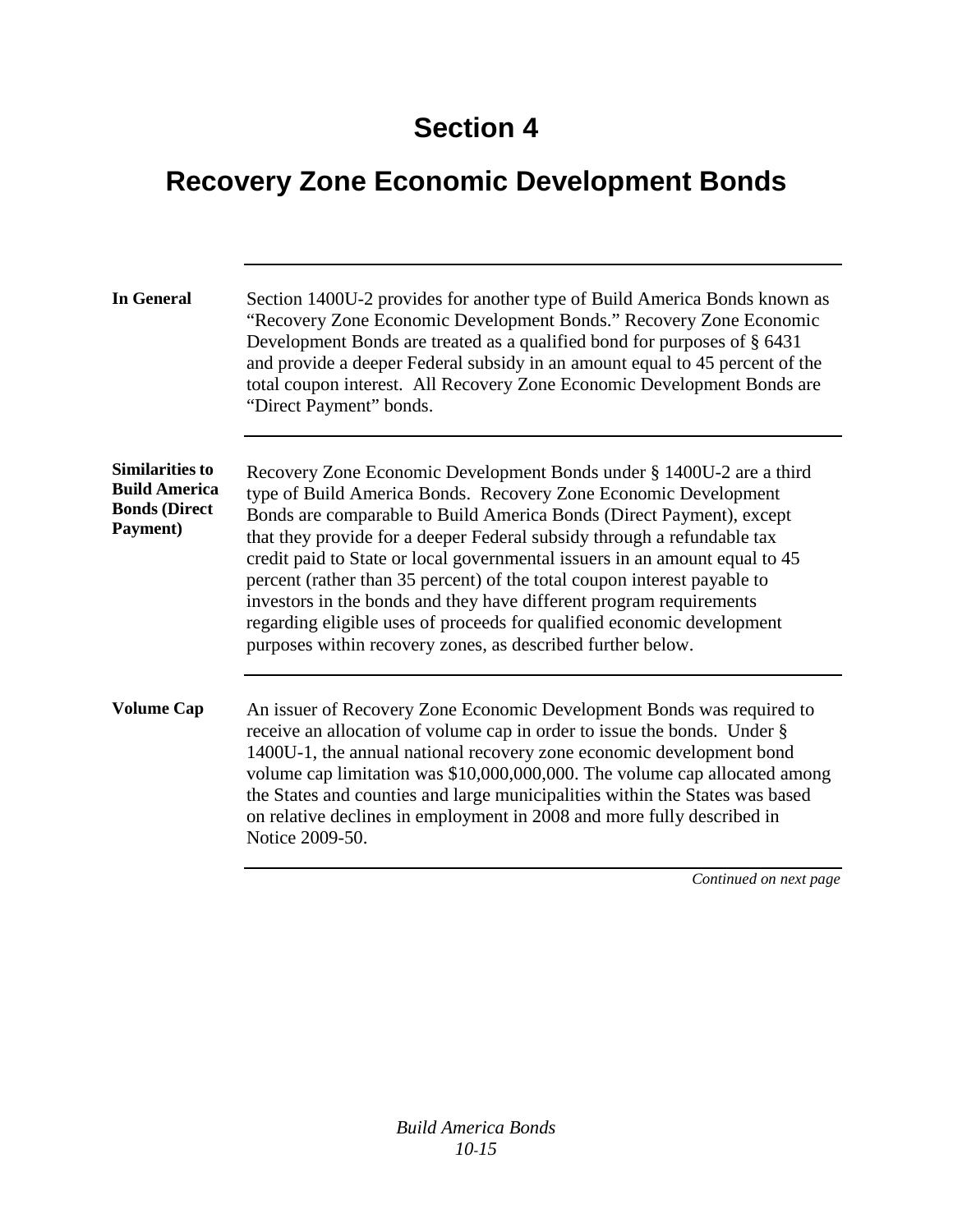# Section 4

# Recovery Zone Economic Development Bonds

**In General**

Section 1400U-2 provides for another type of Build America Bonds known as "Recovery Zone Economic Development Bonds." Recovery Zone Economic Development Bonds are treated as a qualified bond for purposes of § 6431 and provide a deeper Federal subsidy in an amount equal to 45 percent of the total coupon interest. All Recovery Zone Economic Development Bonds are "Direct Payment" bonds.

**Similarities to Build America Bonds (Direct Payment)**

Recovery Zone Economic Development Bonds under § 1400U-2 are a third type of Build America Bonds. Recovery Zone Economic Development Bonds are comparable to Build America Bonds (Direct Payment), except that they provide for a deeper Federal subsidy through a refundable tax credit paid to State or local governmental issuers in an amount equal to 45 percent (rather than 35 percent) of the total coupon interest payable to investors in the bonds and they have different program requirements regarding eligible uses of proceeds for qualified economic development purposes within recovery zones, as described further below.

**Volume Cap**

An issuer of Recovery Zone Economic Development Bonds was required to receive an allocation of volume cap in order to issue the bonds. Under § 1400U-1, the annual national recovery zone economic development bond volume cap limitation was $10,000,000,000. The volume cap allocated among the States and counties and large municipalities within the States was based on relative declines in employment in 2008 and more fully described in Notice 2009-50.

*Continued on next page*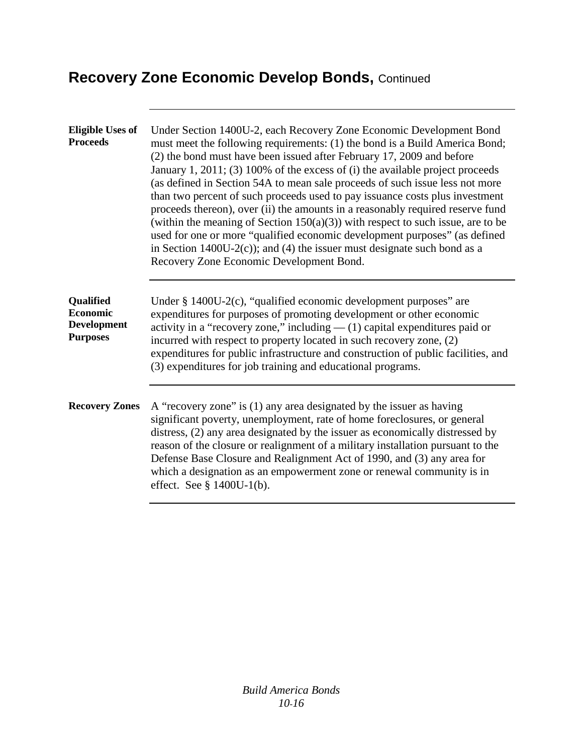## Recovery Zone Economic Develop Bonds, Continued

**Eligible Uses of Proceeds**

Under Section 1400U-2, each Recovery Zone Economic Development Bond must meet the following requirements: (1) the bond is a Build America Bond; (2) the bond must have been issued after February 17, 2009 and before January 1, 2011; (3) 100% of the excess of (i) the available project proceeds (as defined in Section 54A to mean sale proceeds of such issue less not more than two percent of such proceeds used to pay issuance costs plus investment proceeds thereon), over (ii) the amounts in a reasonably required reserve fund (within the meaning of Section 150(a)(3)) with respect to such issue, are to be used for one or more "qualified economic development purposes" (as defined in Section 1400U-2(c)); and (4) the issuer must designate such bond as a Recovery Zone Economic Development Bond.

**Qualified Economic Development Purposes**

Under § 1400U-2(c), "qualified economic development purposes" are expenditures for purposes of promoting development or other economic activity in a "recovery zone," including — (1) capital expenditures paid or incurred with respect to property located in such recovery zone, (2) expenditures for public infrastructure and construction of public facilities, and (3) expenditures for job training and educational programs.

**Recovery Zones**

A "recovery zone" is (1) any area designated by the issuer as having significant poverty, unemployment, rate of home foreclosures, or general distress, (2) any area designated by the issuer as economically distressed by reason of the closure or realignment of a military installation pursuant to the Defense Base Closure and Realignment Act of 1990, and (3) any area for which a designation as an empowerment zone or renewal community is in effect. See § 1400U-1(b).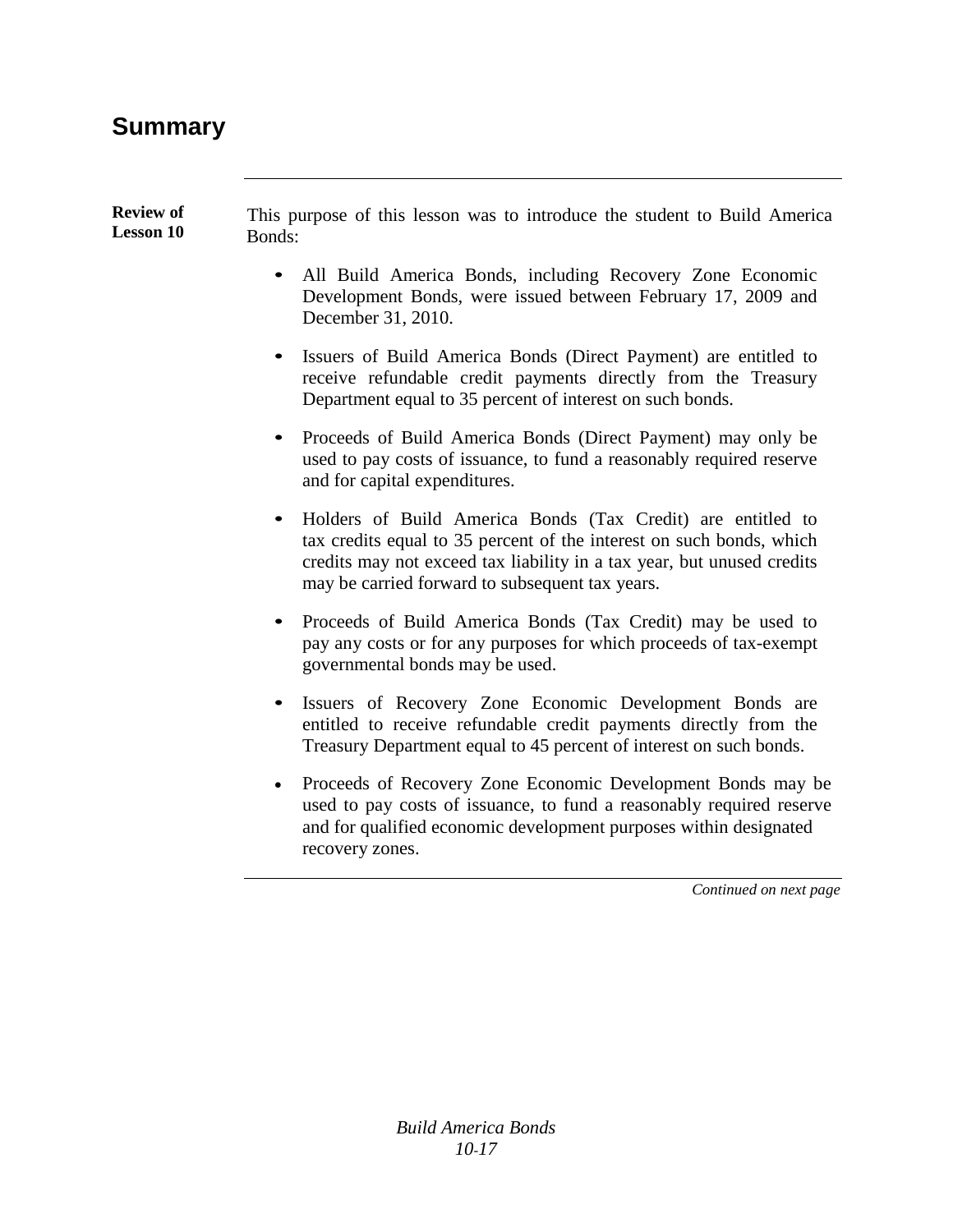## Summary

**Review of Lesson 10**

This purpose of this lesson was to introduce the student to Build America Bonds:

- All Build America Bonds, including Recovery Zone Economic Development Bonds, were issued between February 17, 2009 and December 31, 2010.
- Issuers of Build America Bonds (Direct Payment) are entitled to receive refundable credit payments directly from the Treasury Department equal to 35 percent of interest on such bonds.
- Proceeds of Build America Bonds (Direct Payment) may only be used to pay costs of issuance, to fund a reasonably required reserve and for capital expenditures.
- Holders of Build America Bonds (Tax Credit) are entitled to tax credits equal to 35 percent of the interest on such bonds, which credits may not exceed tax liability in a tax year, but unused credits may be carried forward to subsequent tax years.
- Proceeds of Build America Bonds (Tax Credit) may be used to pay any costs or for any purposes for which proceeds of tax-exempt governmental bonds may be used.
- Issuers of Recovery Zone Economic Development Bonds are entitled to receive refundable credit payments directly from the Treasury Department equal to 45 percent of interest on such bonds.
- Proceeds of Recovery Zone Economic Development Bonds may be used to pay costs of issuance, to fund a reasonably required reserve and for qualified economic development purposes within designated recovery zones.

*Continued on next page*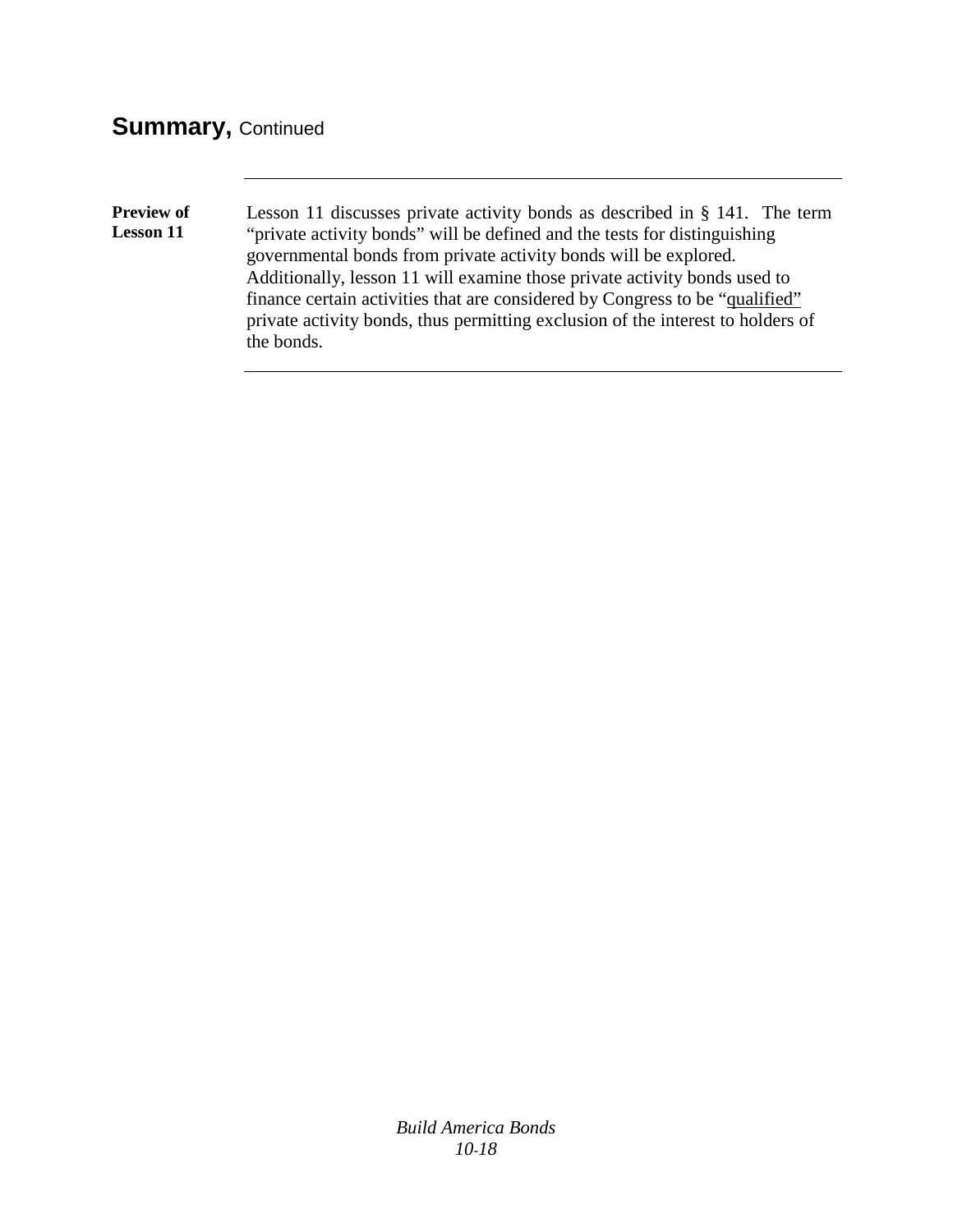## Summary, Continued

**Preview of Lesson 11**

Lesson 11 discusses private activity bonds as described in § 141. The term "private activity bonds" will be defined and the tests for distinguishing governmental bonds from private activity bonds will be explored. Additionally, lesson 11 will examine those private activity bonds used to finance certain activities that are considered by Congress to be "qualified" private activity bonds, thus permitting exclusion of the interest to holders of the bonds.